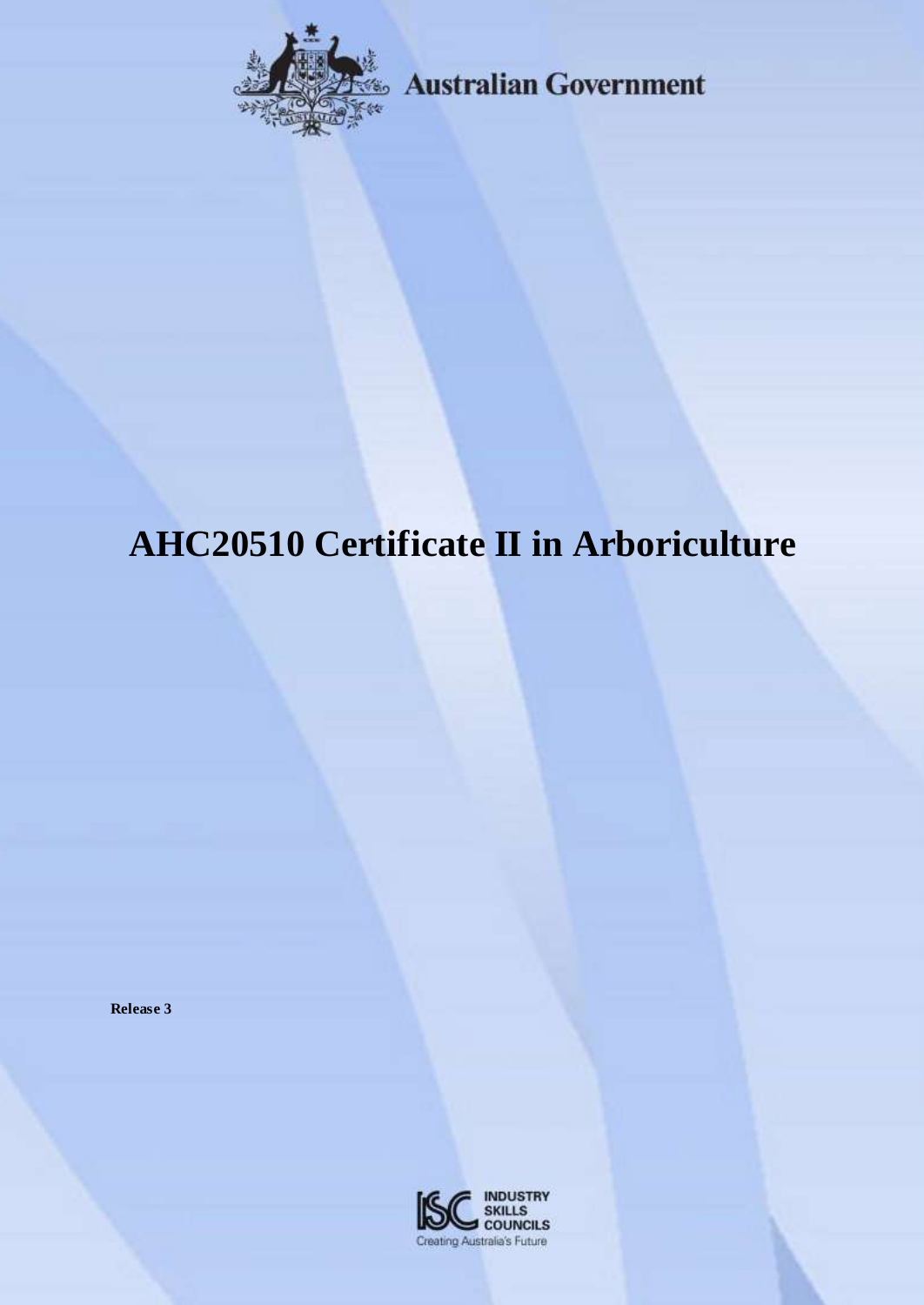Australian Government

# AHC20510 Certificate II in Arboriculture

**Release 3**

INDUSTRY SKILLS COUNCILS
Creating Australia's Future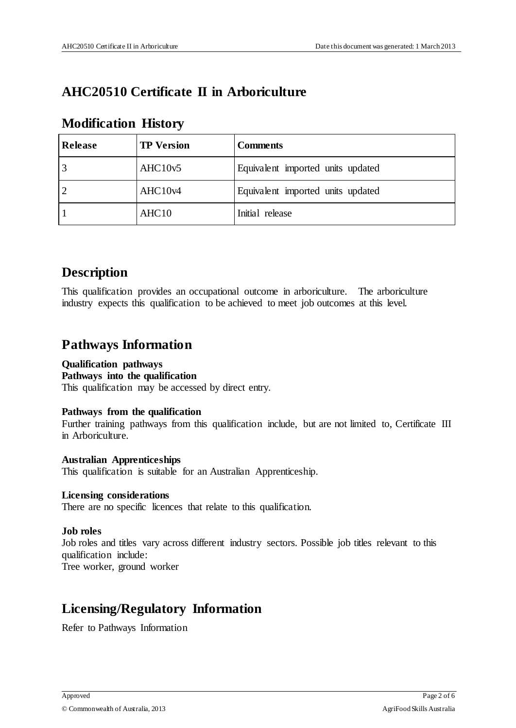# AHC20510 Certificate II in Arboriculture

## Modification History

| Release | TP Version | Comments |
| --- | --- | --- |
| 3 | AHC10v5 | Equivalent imported units updated |
| 2 | AHC10v4 | Equivalent imported units updated |
| 1 | AHC10 | Initial release |

## Description

This qualification provides an occupational outcome in arboriculture. The arboriculture industry expects this qualification to be achieved to meet job outcomes at this level.

## Pathways Information

**Qualification pathways**
**Pathways into the qualification**
This qualification may be accessed by direct entry.

**Pathways from the qualification**
Further training pathways from this qualification include, but are not limited to, Certificate III in Arboriculture.

**Australian Apprenticeships**
This qualification is suitable for an Australian Apprenticeship.

**Licensing considerations**
There are no specific licences that relate to this qualification.

**Job roles**
Job roles and titles vary across different industry sectors. Possible job titles relevant to this qualification include:
Tree worker, ground worker

## Licensing/Regulatory Information

Refer to Pathways Information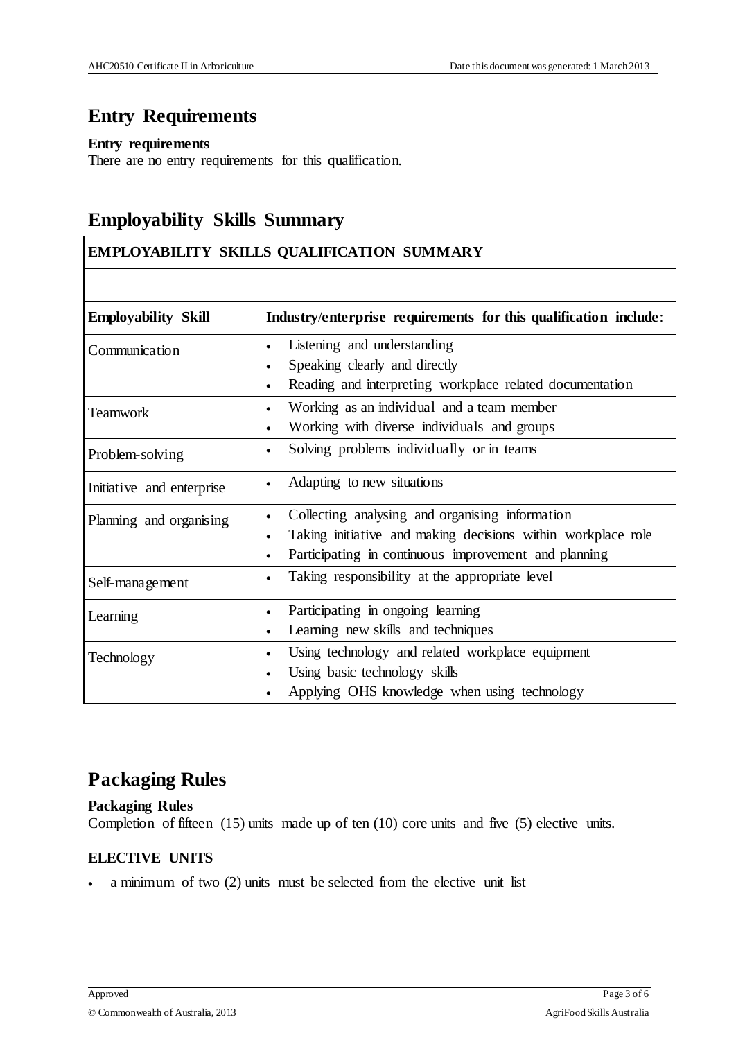## Entry Requirements

**Entry requirements**

There are no entry requirements for this qualification.

## Employability Skills Summary

| EMPLOYABILITY SKILLS QUALIFICATION SUMMARY | |
|---|---|
| | |
| **Employability Skill** | **Industry/enterprise requirements for this qualification include**: |
| Communication | • Listening and understanding<br>• Speaking clearly and directly<br>• Reading and interpreting workplace related documentation |
| Teamwork | • Working as an individual and a team member<br>• Working with diverse individuals and groups |
| Problem-solving | • Solving problems individually or in teams |
| Initiative and enterprise | • Adapting to new situations |
| Planning and organising | • Collecting analysing and organising information<br>• Taking initiative and making decisions within workplace role<br>• Participating in continuous improvement and planning |
| Self-management | • Taking responsibility at the appropriate level |
| Learning | • Participating in ongoing learning<br>• Learning new skills and techniques |
| Technology | • Using technology and related workplace equipment<br>• Using basic technology skills<br>• Applying OHS knowledge when using technology |

## Packaging Rules

**Packaging Rules**

Completion of fifteen (15) units made up of ten (10) core units and five (5) elective units.

**ELECTIVE UNITS**

- a minimum of two (2) units must be selected from the elective unit list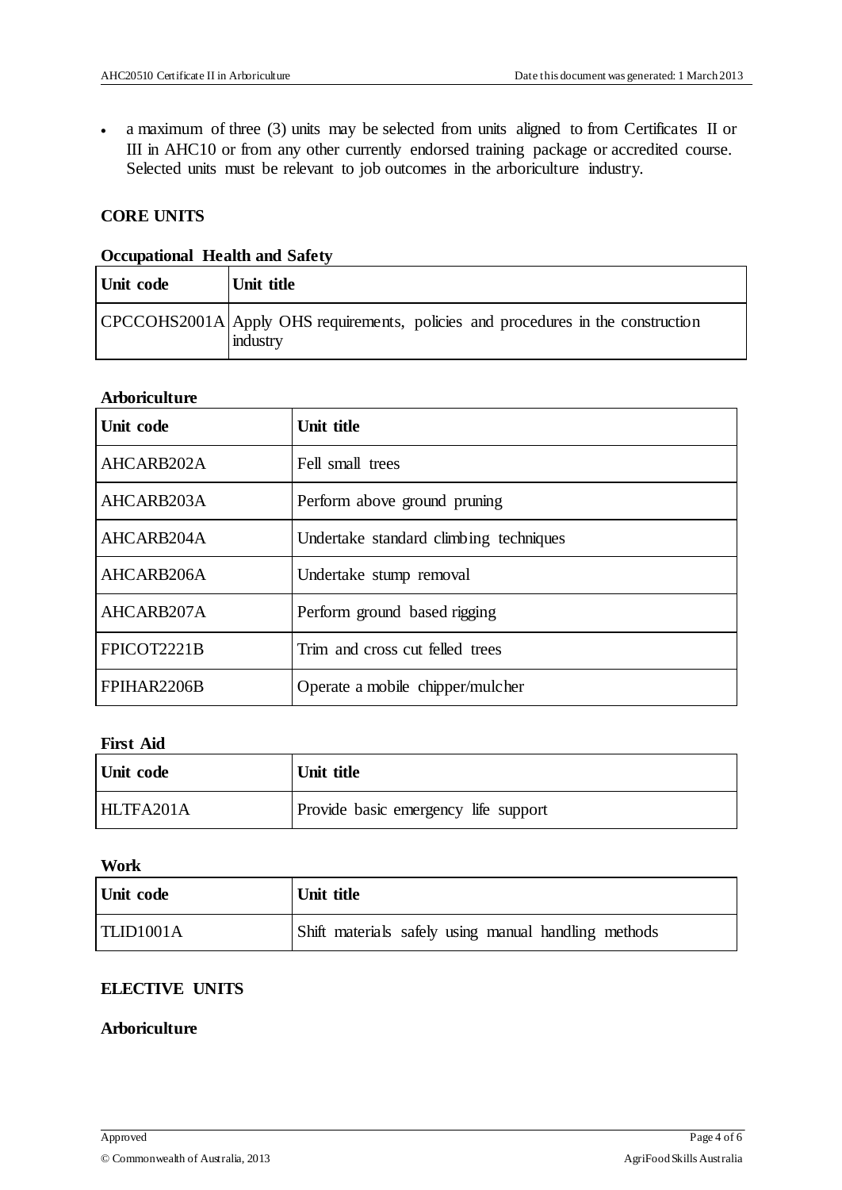- a maximum of three (3) units may be selected from units aligned to from Certificates II or III in AHC10 or from any other currently endorsed training package or accredited course. Selected units must be relevant to job outcomes in the arboriculture industry.

## CORE UNITS

### Occupational Health and Safety

| Unit code | Unit title |
|---|---|
| CPCCOHS2001A | Apply OHS requirements, policies and procedures in the construction industry |

### Arboriculture

| Unit code | Unit title |
|---|---|
| AHCARB202A | Fell small trees |
| AHCARB203A | Perform above ground pruning |
| AHCARB204A | Undertake standard climbing techniques |
| AHCARB206A | Undertake stump removal |
| AHCARB207A | Perform ground based rigging |
| FPICOT2221B | Trim and cross cut felled trees |
| FPIHAR2206B | Operate a mobile chipper/mulcher |

### First Aid

| Unit code | Unit title |
|---|---|
| HLTFA201A | Provide basic emergency life support |

### Work

| Unit code | Unit title |
|---|---|
| TLID1001A | Shift materials safely using manual handling methods |

## ELECTIVE UNITS

### Arboriculture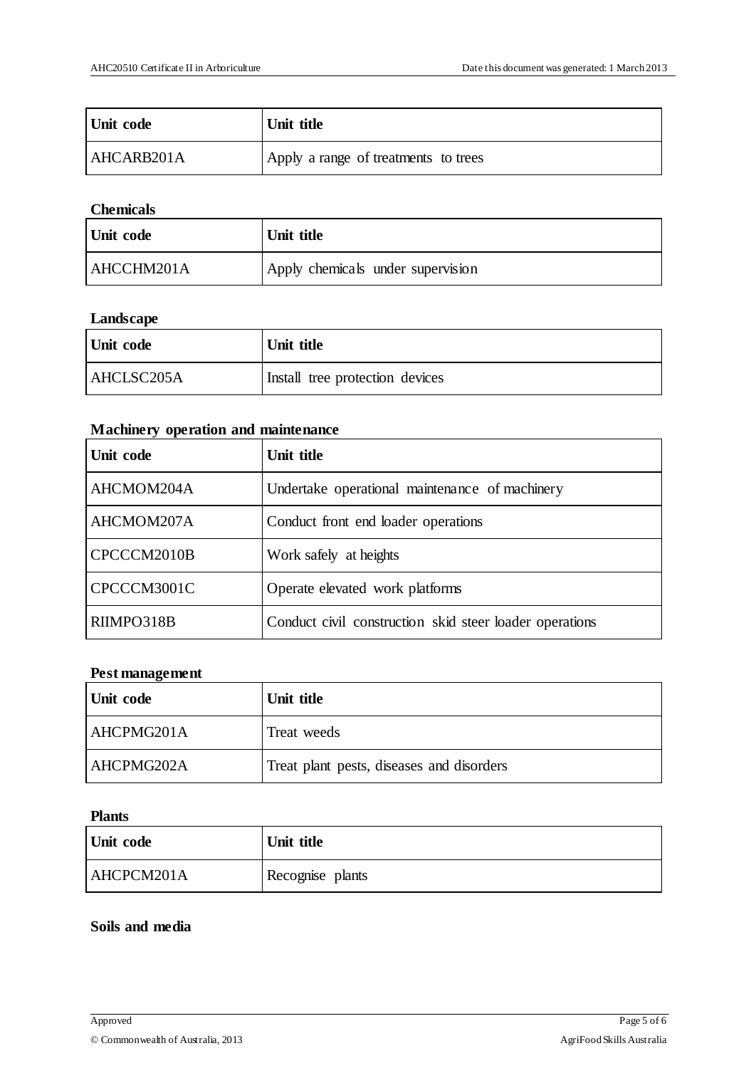| Unit code | Unit title |
| --- | --- |
| AHCARB201A | Apply a range of treatments to trees |

**Chemicals**

| Unit code | Unit title |
| --- | --- |
| AHCCHM201A | Apply chemicals under supervision |

**Landscape**

| Unit code | Unit title |
| --- | --- |
| AHCLSC205A | Install tree protection devices |

**Machinery operation and maintenance**

| Unit code | Unit title |
| --- | --- |
| AHCMOM204A | Undertake operational maintenance of machinery |
| AHCMOM207A | Conduct front end loader operations |
| CPCCCM2010B | Work safely at heights |
| CPCCCM3001C | Operate elevated work platforms |
| RIIMPO318B | Conduct civil construction skid steer loader operations |

**Pest management**

| Unit code | Unit title |
| --- | --- |
| AHCPMG201A | Treat weeds |
| AHCPMG202A | Treat plant pests, diseases and disorders |

**Plants**

| Unit code | Unit title |
| --- | --- |
| AHCPCM201A | Recognise plants |

**Soils and media**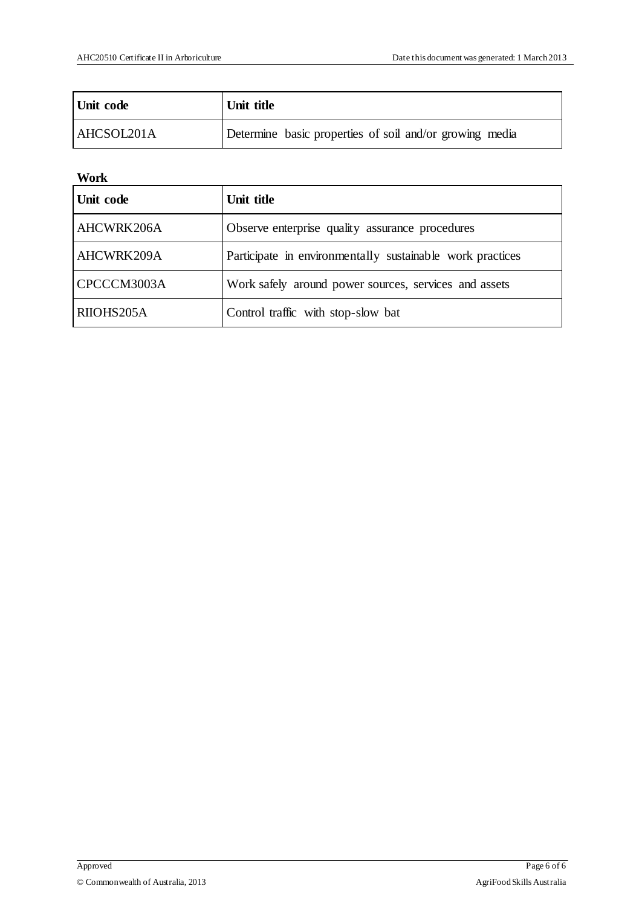| Unit code | Unit title |
|---|---|
| AHCSOL201A | Determine basic properties of soil and/or growing media |

**Work**

| Unit code | Unit title |
|---|---|
| AHCWRK206A | Observe enterprise quality assurance procedures |
| AHCWRK209A | Participate in environmentally sustainable work practices |
| CPCCCM3003A | Work safely around power sources, services and assets |
| RIIOHS205A | Control traffic with stop-slow bat |